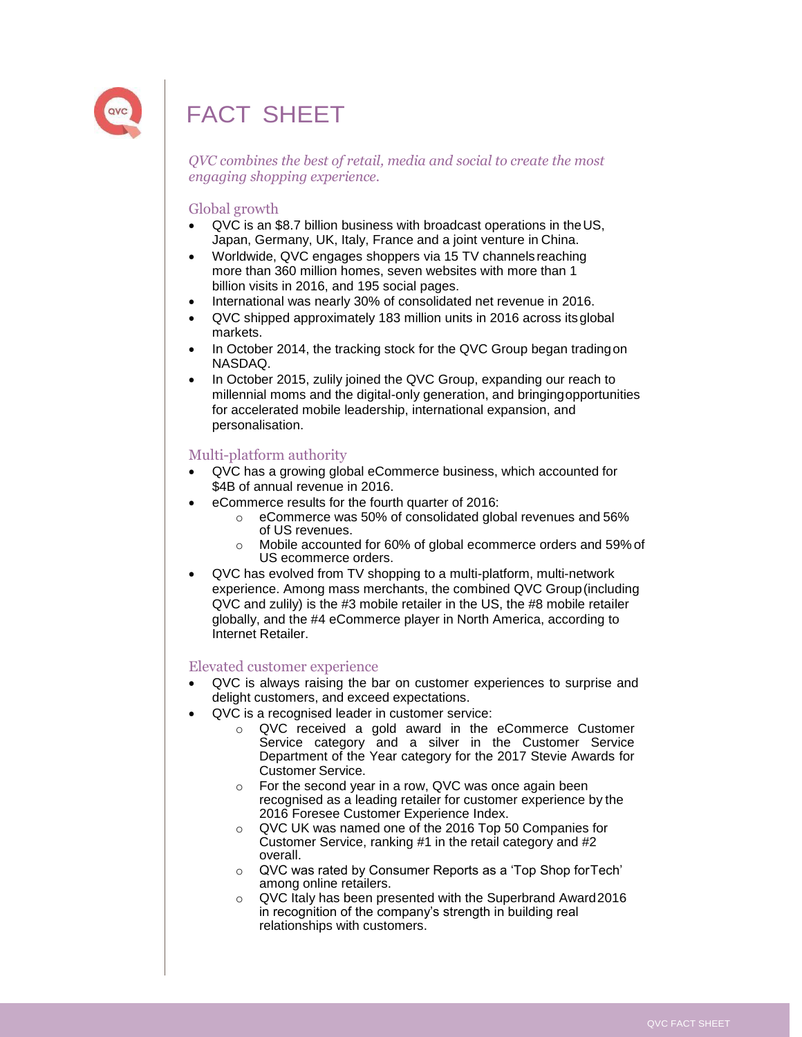# FACT SHEET

*QVC combines the best of retail, media and social to create the most engaging shopping experience.*

## Global growth

- QVC is an $8.7 billion business with broadcast operations in the US, Japan, Germany, UK, Italy, France and a joint venture in China.
- Worldwide, QVC engages shoppers via 15 TV channels reaching more than 360 million homes, seven websites with more than 1 billion visits in 2016, and 195 social pages.
- International was nearly 30% of consolidated net revenue in 2016.
- QVC shipped approximately 183 million units in 2016 across its global markets.
- In October 2014, the tracking stock for the QVC Group began trading on NASDAQ.
- In October 2015, zulily joined the QVC Group, expanding our reach to millennial moms and the digital-only generation, and bringing opportunities for accelerated mobile leadership, international expansion, and personalisation.

## Multi-platform authority

- QVC has a growing global eCommerce business, which accounted for $4B of annual revenue in 2016.
- eCommerce results for the fourth quarter of 2016:
  - eCommerce was 50% of consolidated global revenues and 56% of US revenues.
  - Mobile accounted for 60% of global ecommerce orders and 59% of US ecommerce orders.
- QVC has evolved from TV shopping to a multi-platform, multi-network experience. Among mass merchants, the combined QVC Group (including QVC and zulily) is the #3 mobile retailer in the US, the #8 mobile retailer globally, and the #4 eCommerce player in North America, according to Internet Retailer.

## Elevated customer experience

- QVC is always raising the bar on customer experiences to surprise and delight customers, and exceed expectations.
- QVC is a recognised leader in customer service:
  - QVC received a gold award in the eCommerce Customer Service category and a silver in the Customer Service Department of the Year category for the 2017 Stevie Awards for Customer Service.
  - For the second year in a row, QVC was once again been recognised as a leading retailer for customer experience by the 2016 Foresee Customer Experience Index.
  - QVC UK was named one of the 2016 Top 50 Companies for Customer Service, ranking #1 in the retail category and #2 overall.
  - QVC was rated by Consumer Reports as a 'Top Shop for Tech' among online retailers.
  - QVC Italy has been presented with the Superbrand Award 2016 in recognition of the company's strength in building real relationships with customers.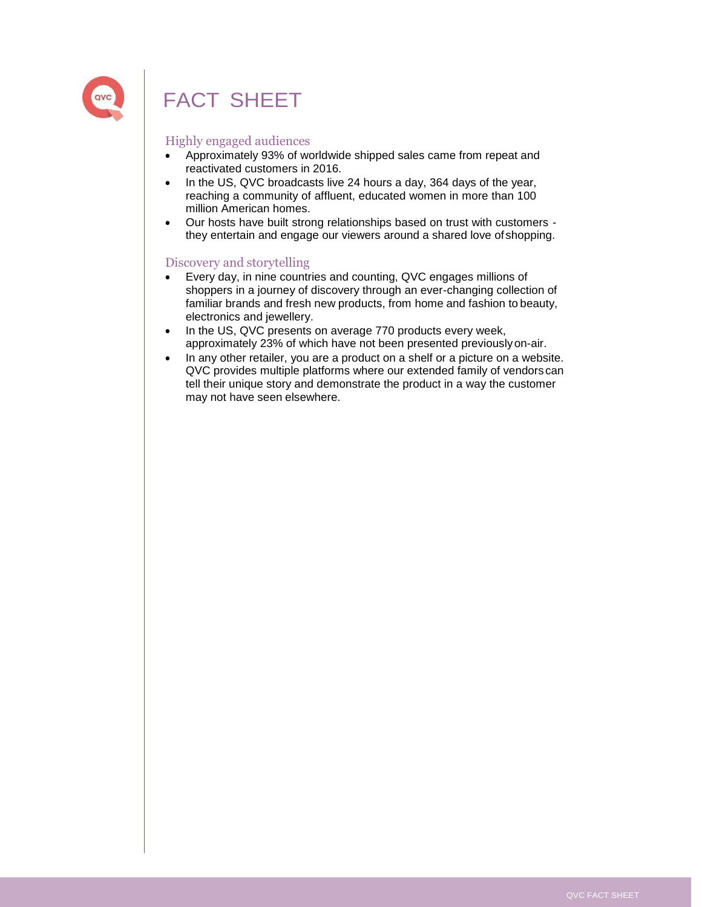# FACT SHEET

## Highly engaged audiences

- Approximately 93% of worldwide shipped sales came from repeat and reactivated customers in 2016.
- In the US, QVC broadcasts live 24 hours a day, 364 days of the year, reaching a community of affluent, educated women in more than 100 million American homes.
- Our hosts have built strong relationships based on trust with customers - they entertain and engage our viewers around a shared love of shopping.

## Discovery and storytelling

- Every day, in nine countries and counting, QVC engages millions of shoppers in a journey of discovery through an ever-changing collection of familiar brands and fresh new products, from home and fashion to beauty, electronics and jewellery.
- In the US, QVC presents on average 770 products every week, approximately 23% of which have not been presented previously on-air.
- In any other retailer, you are a product on a shelf or a picture on a website. QVC provides multiple platforms where our extended family of vendors can tell their unique story and demonstrate the product in a way the customer may not have seen elsewhere.